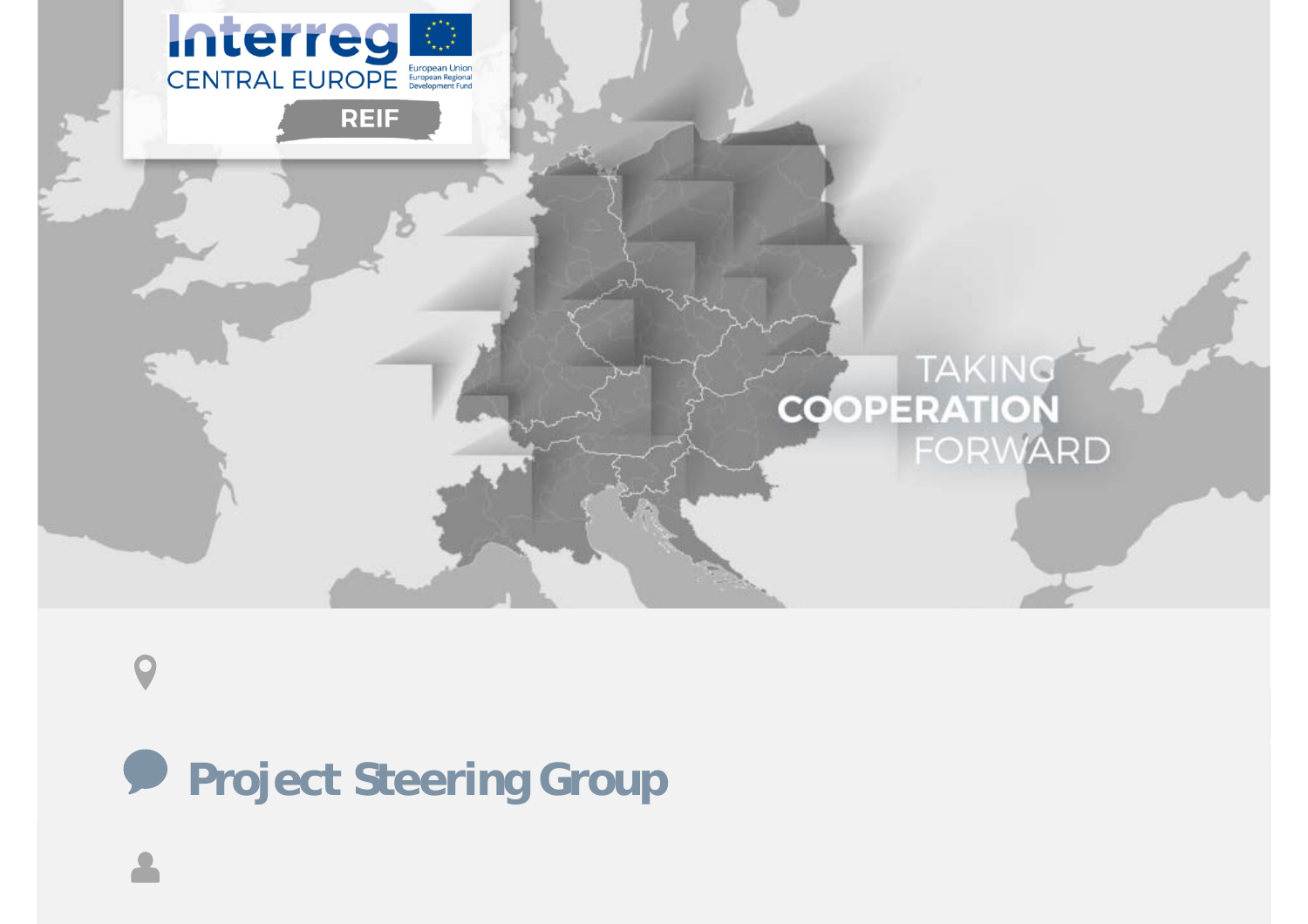Interreg CENTRAL EUROPE

European Union
European Regional Development Fund

REIF

TAKING COOPERATION FORWARD

# Project Steering Group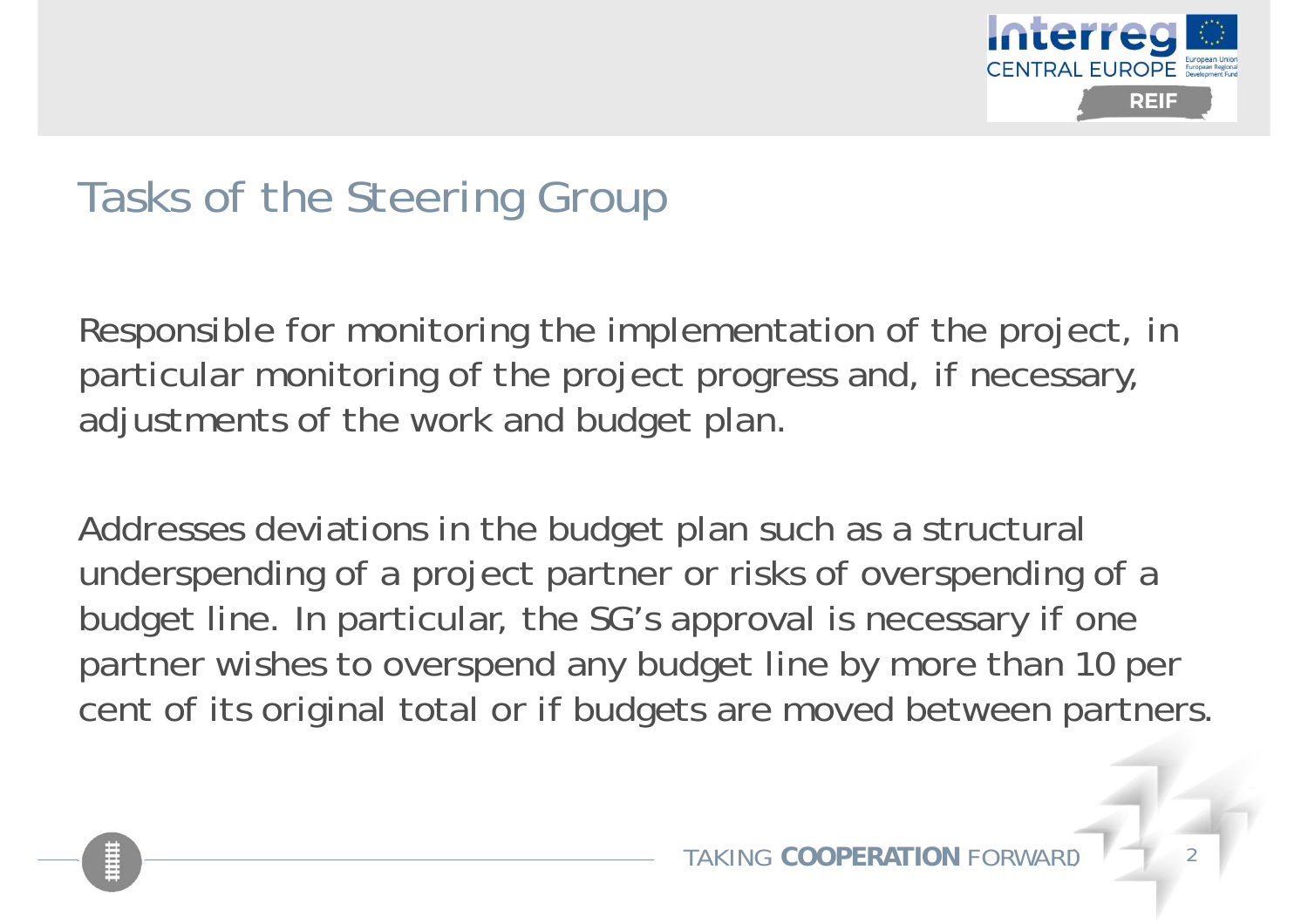# Tasks of the Steering Group

Responsible for monitoring the implementation of the project, in particular monitoring of the project progress and, if necessary, adjustments of the work and budget plan.

Addresses deviations in the budget plan such as a structural underspending of a project partner or risks of overspending of a budget line. In particular, the SG's approval is necessary if one partner wishes to overspend any budget line by more than 10 per cent of its original total or if budgets are moved between partners.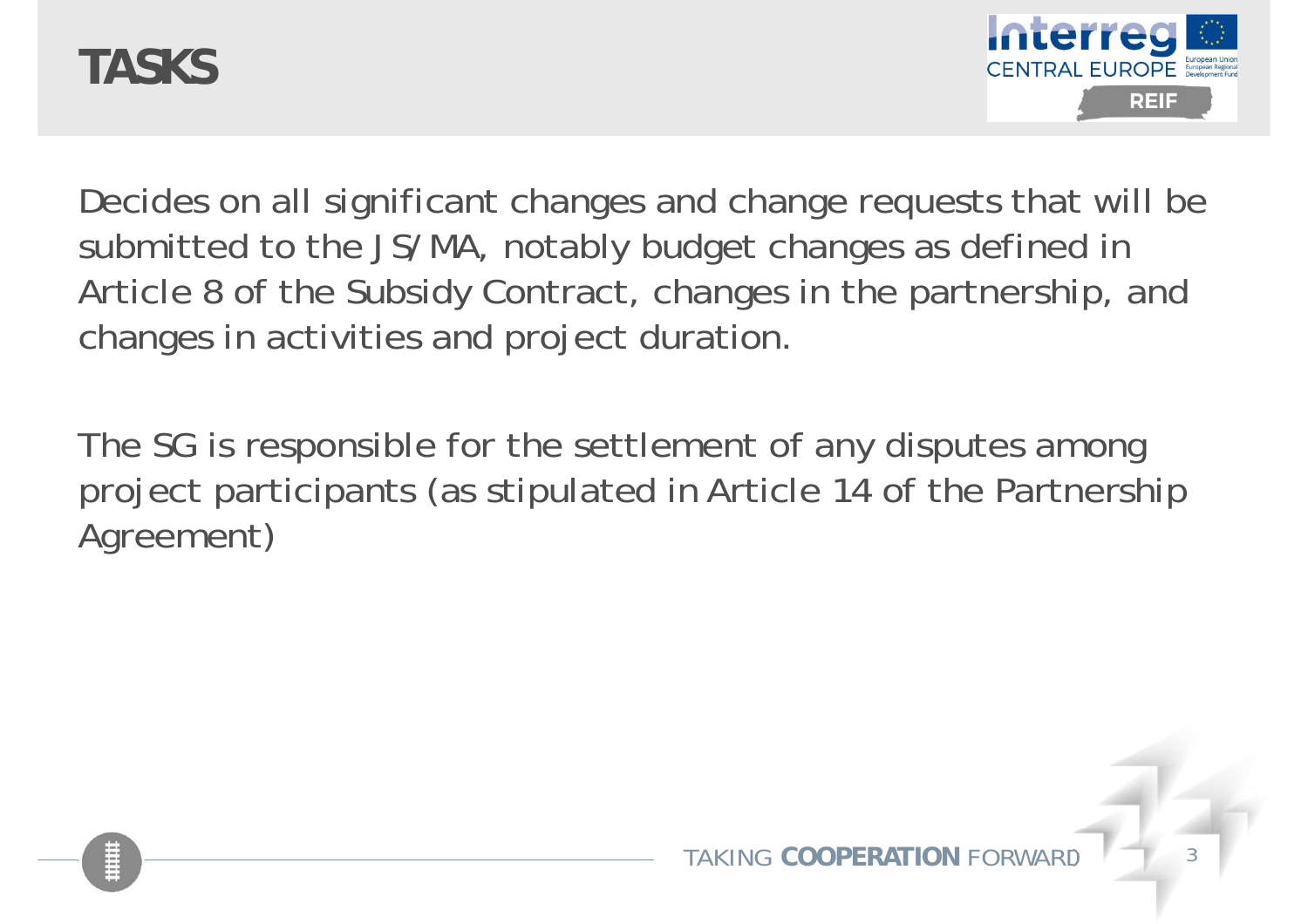# TASKS

Decides on all significant changes and change requests that will be submitted to the JS/MA, notably budget changes as defined in Article 8 of the Subsidy Contract, changes in the partnership, and changes in activities and project duration.

The SG is responsible for the settlement of any disputes among project participants (as stipulated in Article 14 of the Partnership Agreement)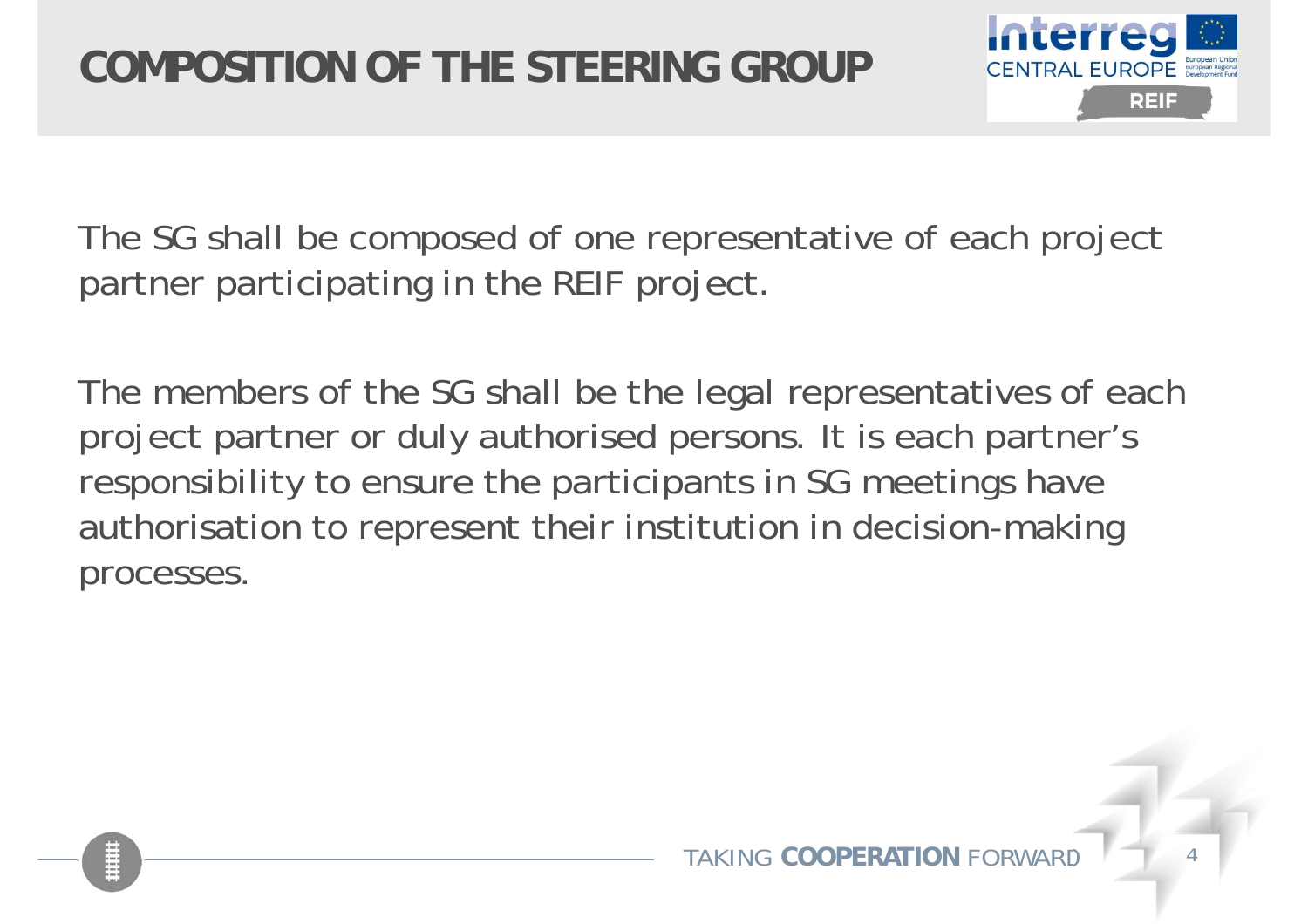# COMPOSITION OF THE STEERING GROUP

The SG shall be composed of one representative of each project partner participating in the REIF project.

The members of the SG shall be the legal representatives of each project partner or duly authorised persons. It is each partner's responsibility to ensure the participants in SG meetings have authorisation to represent their institution in decision-making processes.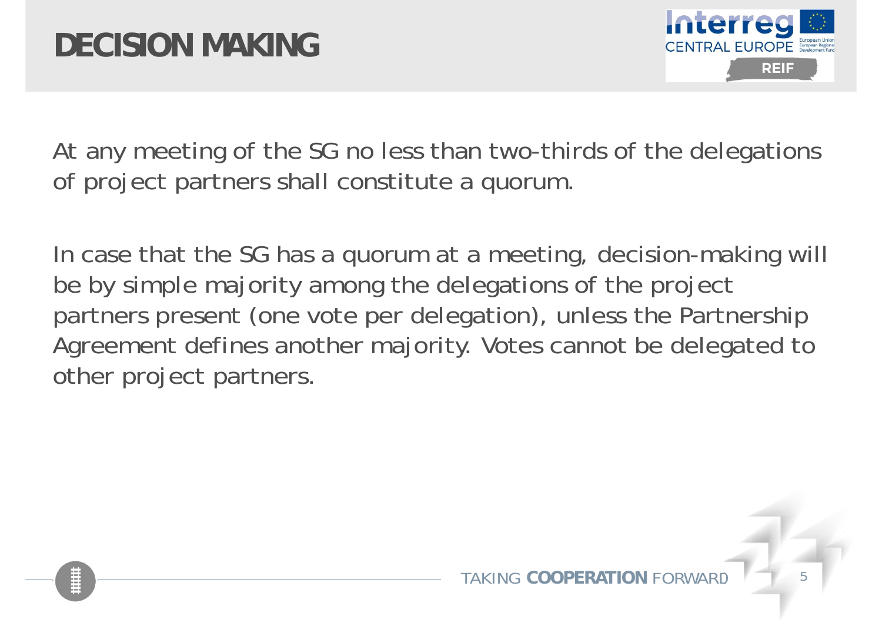# DECISION MAKING

At any meeting of the SG no less than two-thirds of the delegations of project partners shall constitute a quorum.

In case that the SG has a quorum at a meeting, decision-making will be by simple majority among the delegations of the project partners present (one vote per delegation), unless the Partnership Agreement defines another majority. Votes cannot be delegated to other project partners.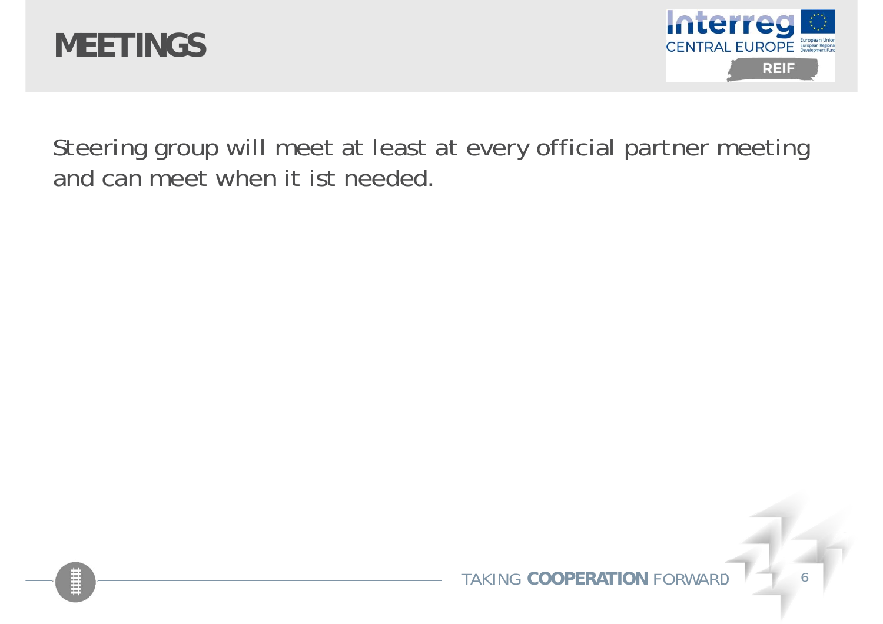# MEETINGS

Steering group will meet at least at every official partner meeting and can meet when it ist needed.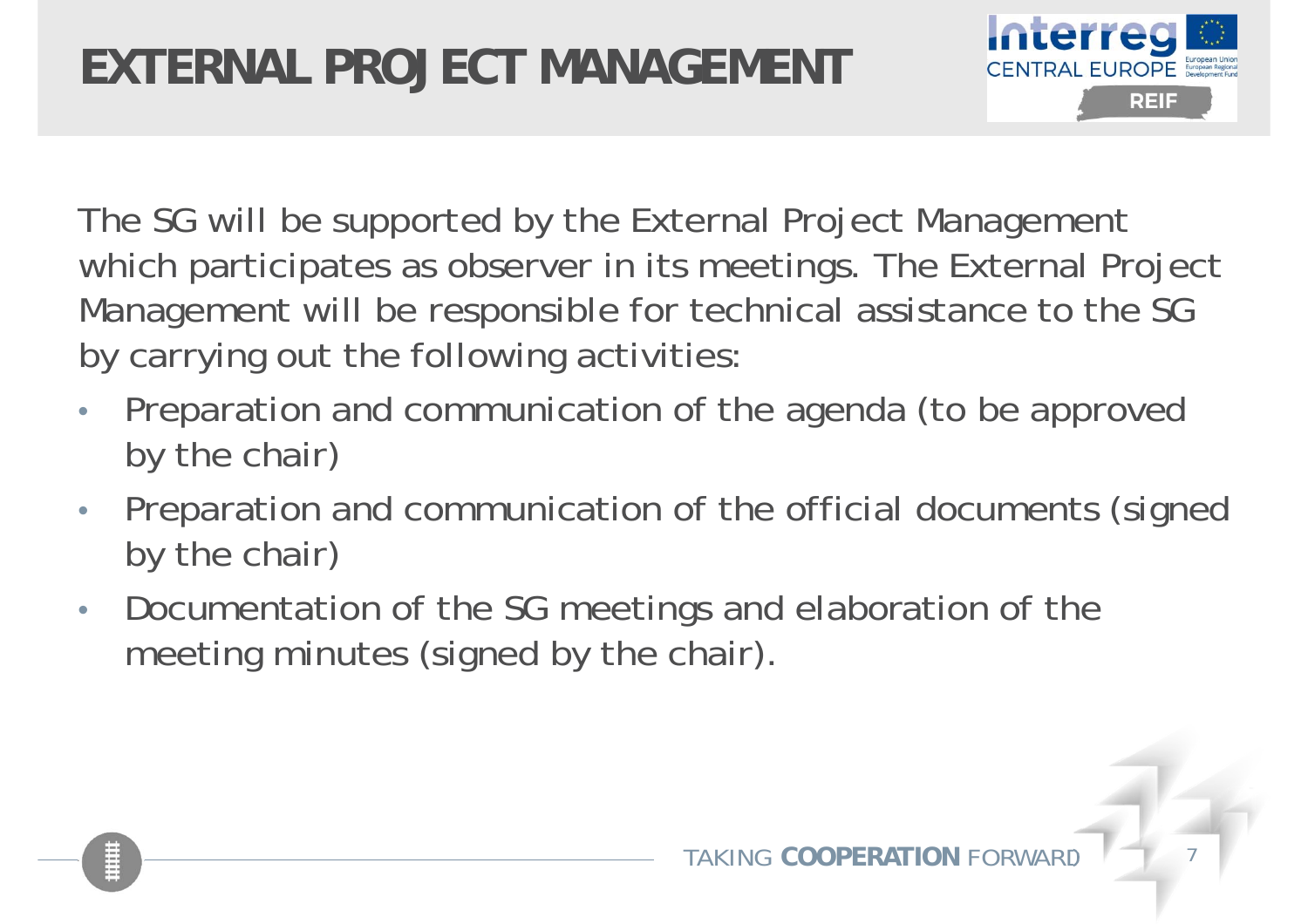# EXTERNAL PROJECT MANAGEMENT

The SG will be supported by the External Project Management which participates as observer in its meetings. The External Project Management will be responsible for technical assistance to the SG by carrying out the following activities:

- Preparation and communication of the agenda (to be approved by the chair)
- Preparation and communication of the official documents (signed by the chair)
- Documentation of the SG meetings and elaboration of the meeting minutes (signed by the chair).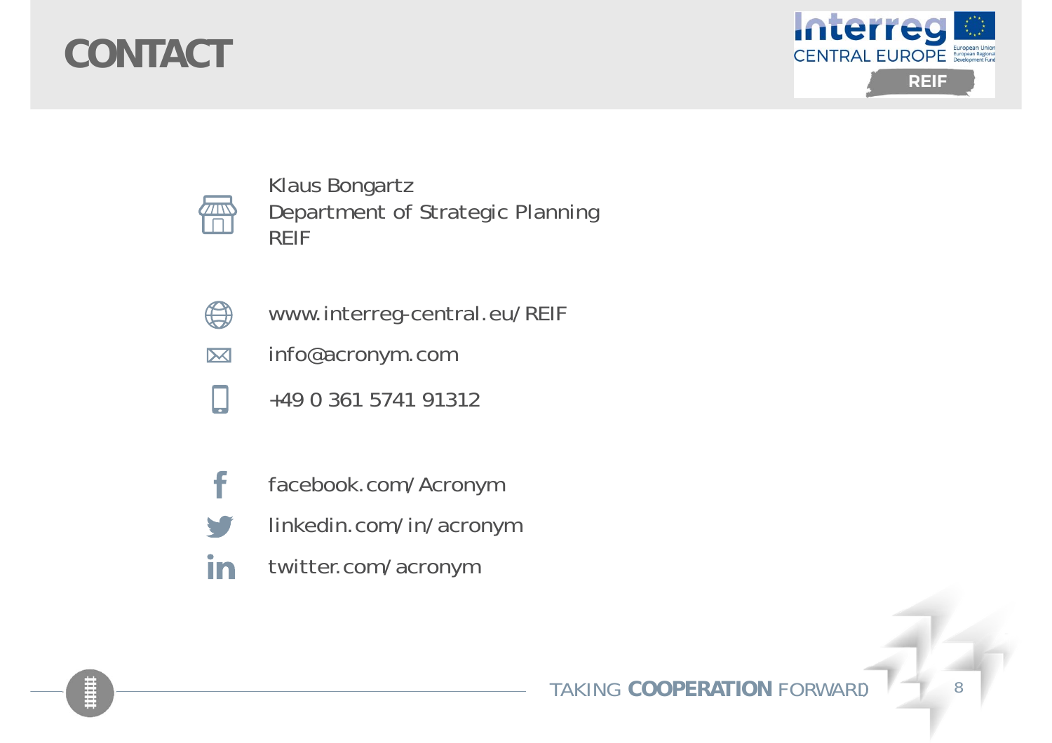# CONTACT

Klaus Bongartz
Department of Strategic Planning
REIF

www.interreg-central.eu/REIF

info@acronym.com

+49 0 361 5741 91312

facebook.com/Acronym

linkedin.com/in/acronym

twitter.com/acronym

TAKING **COOPERATION** FORWARD